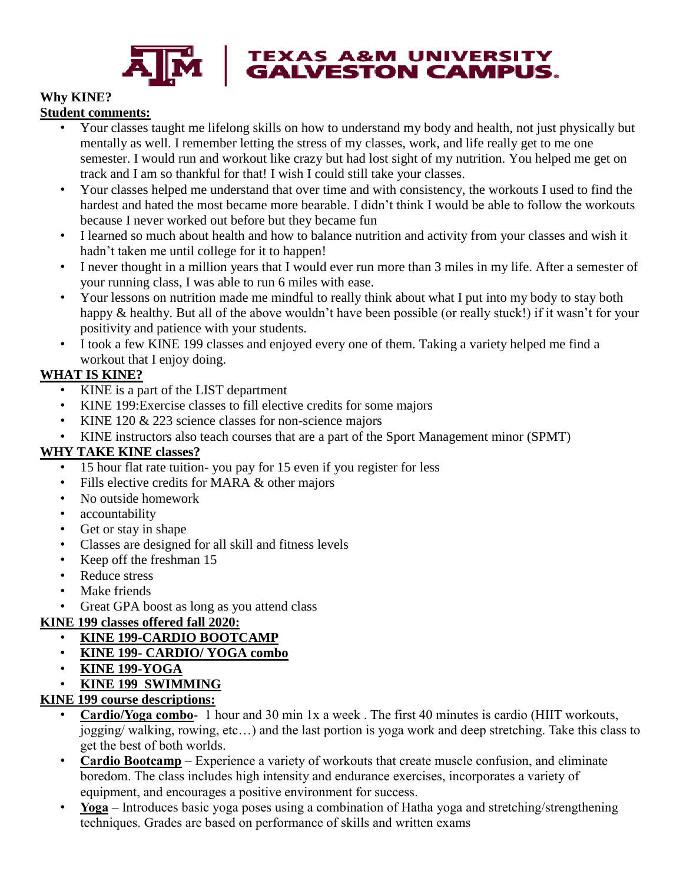# TEXAS A&M UNIVERSITY GALVESTON CAMPUS

**Why KINE?**

**Student comments:**

- Your classes taught me lifelong skills on how to understand my body and health, not just physically but mentally as well. I remember letting the stress of my classes, work, and life really get to me one semester. I would run and workout like crazy but had lost sight of my nutrition. You helped me get on track and I am so thankful for that! I wish I could still take your classes.
- Your classes helped me understand that over time and with consistency, the workouts I used to find the hardest and hated the most became more bearable. I didn't think I would be able to follow the workouts because I never worked out before but they became fun
- I learned so much about health and how to balance nutrition and activity from your classes and wish it hadn't taken me until college for it to happen!
- I never thought in a million years that I would ever run more than 3 miles in my life. After a semester of your running class, I was able to run 6 miles with ease.
- Your lessons on nutrition made me mindful to really think about what I put into my body to stay both happy & healthy. But all of the above wouldn't have been possible (or really stuck!) if it wasn't for your positivity and patience with your students.
- I took a few KINE 199 classes and enjoyed every one of them. Taking a variety helped me find a workout that I enjoy doing.

**WHAT IS KINE?**

- KINE is a part of the LIST department
- KINE 199:Exercise classes to fill elective credits for some majors
- KINE 120 & 223 science classes for non-science majors
- KINE instructors also teach courses that are a part of the Sport Management minor (SPMT)

**WHY TAKE KINE classes?**

- 15 hour flat rate tuition- you pay for 15 even if you register for less
- Fills elective credits for MARA & other majors
- No outside homework
- accountability
- Get or stay in shape
- Classes are designed for all skill and fitness levels
- Keep off the freshman 15
- Reduce stress
- Make friends
- Great GPA boost as long as you attend class

**KINE 199 classes offered fall 2020:**

- **KINE 199-CARDIO BOOTCAMP**
- **KINE 199- CARDIO/ YOGA combo**
- **KINE 199-YOGA**
- **KINE 199 SWIMMING**

**KINE 199 course descriptions:**

- **Cardio/Yoga combo**- 1 hour and 30 min 1x a week . The first 40 minutes is cardio (HIIT workouts, jogging/ walking, rowing, etc…) and the last portion is yoga work and deep stretching. Take this class to get the best of both worlds.
- **Cardio Bootcamp** – Experience a variety of workouts that create muscle confusion, and eliminate boredom. The class includes high intensity and endurance exercises, incorporates a variety of equipment, and encourages a positive environment for success.
- **Yoga** – Introduces basic yoga poses using a combination of Hatha yoga and stretching/strengthening techniques. Grades are based on performance of skills and written exams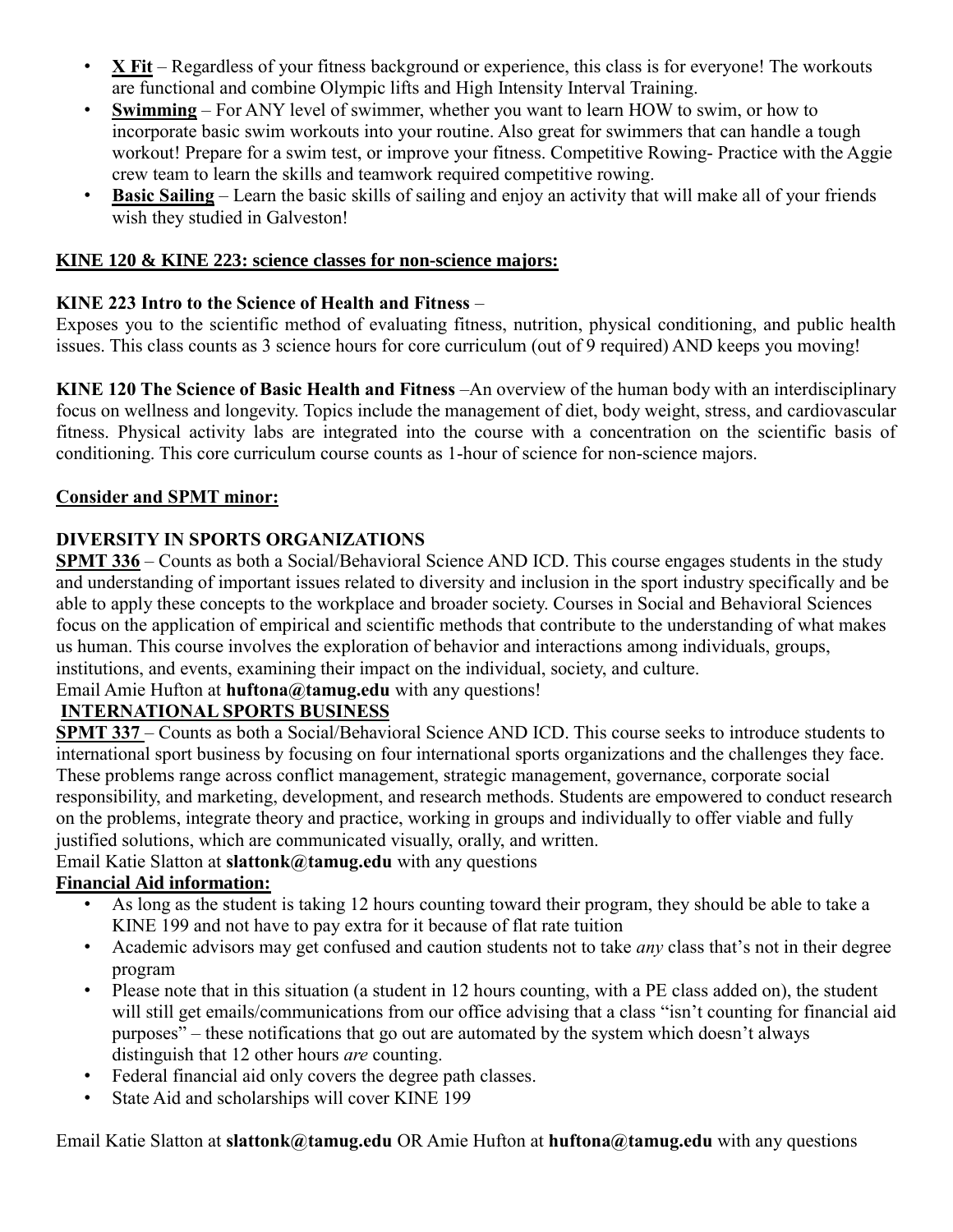- **X Fit** – Regardless of your fitness background or experience, this class is for everyone! The workouts are functional and combine Olympic lifts and High Intensity Interval Training.
- **Swimming** – For ANY level of swimmer, whether you want to learn HOW to swim, or how to incorporate basic swim workouts into your routine. Also great for swimmers that can handle a tough workout! Prepare for a swim test, or improve your fitness. Competitive Rowing- Practice with the Aggie crew team to learn the skills and teamwork required competitive rowing.
- **Basic Sailing** – Learn the basic skills of sailing and enjoy an activity that will make all of your friends wish they studied in Galveston!

**KINE 120 & KINE 223: science classes for non-science majors:**

**KINE 223 Intro to the Science of Health and Fitness** –
Exposes you to the scientific method of evaluating fitness, nutrition, physical conditioning, and public health issues. This class counts as 3 science hours for core curriculum (out of 9 required) AND keeps you moving!

**KINE 120 The Science of Basic Health and Fitness** –An overview of the human body with an interdisciplinary focus on wellness and longevity. Topics include the management of diet, body weight, stress, and cardiovascular fitness. Physical activity labs are integrated into the course with a concentration on the scientific basis of conditioning. This core curriculum course counts as 1-hour of science for non-science majors.

**Consider and SPMT minor:**

**DIVERSITY IN SPORTS ORGANIZATIONS**

**SPMT 336** – Counts as both a Social/Behavioral Science AND ICD. This course engages students in the study and understanding of important issues related to diversity and inclusion in the sport industry specifically and be able to apply these concepts to the workplace and broader society. Courses in Social and Behavioral Sciences focus on the application of empirical and scientific methods that contribute to the understanding of what makes us human. This course involves the exploration of behavior and interactions among individuals, groups, institutions, and events, examining their impact on the individual, society, and culture.
Email Amie Hufton at **huftona@tamug.edu** with any questions!

**INTERNATIONAL SPORTS BUSINESS**

**SPMT 337** – Counts as both a Social/Behavioral Science AND ICD. This course seeks to introduce students to international sport business by focusing on four international sports organizations and the challenges they face. These problems range across conflict management, strategic management, governance, corporate social responsibility, and marketing, development, and research methods. Students are empowered to conduct research on the problems, integrate theory and practice, working in groups and individually to offer viable and fully justified solutions, which are communicated visually, orally, and written.
Email Katie Slatton at **slattonk@tamug.edu** with any questions

**Financial Aid information:**

- As long as the student is taking 12 hours counting toward their program, they should be able to take a KINE 199 and not have to pay extra for it because of flat rate tuition
- Academic advisors may get confused and caution students not to take *any* class that's not in their degree program
- Please note that in this situation (a student in 12 hours counting, with a PE class added on), the student will still get emails/communications from our office advising that a class "isn't counting for financial aid purposes" – these notifications that go out are automated by the system which doesn't always distinguish that 12 other hours *are* counting.
- Federal financial aid only covers the degree path classes.
- State Aid and scholarships will cover KINE 199

Email Katie Slatton at **slattonk@tamug.edu** OR Amie Hufton at **huftona@tamug.edu** with any questions